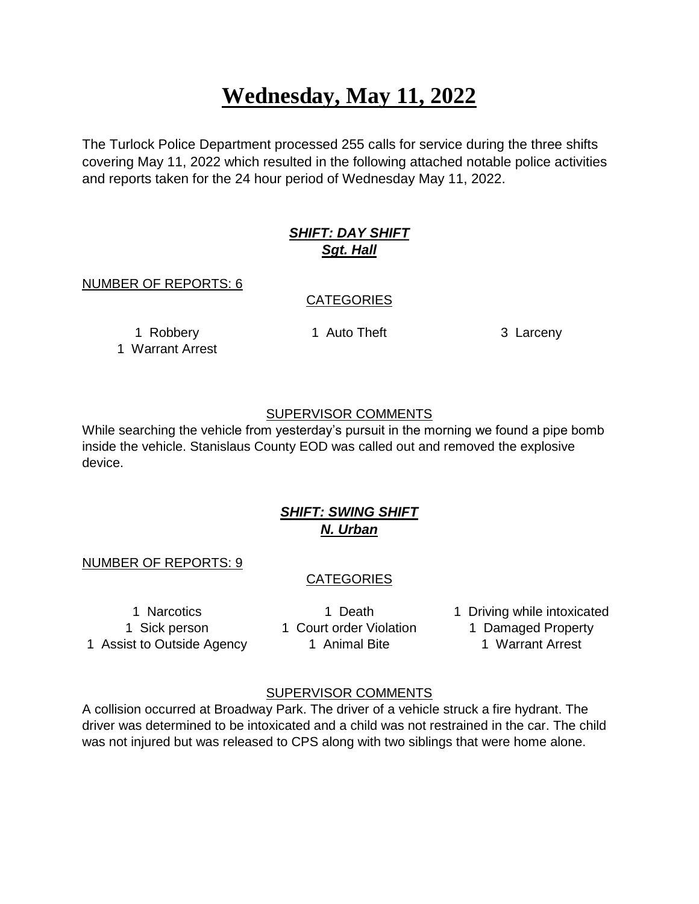# Wednesday, May 11, 2022

The Turlock Police Department processed 255 calls for service during the three shifts covering May 11, 2022 which resulted in the following attached notable police activities and reports taken for the 24 hour period of Wednesday May 11, 2022.

### ***SHIFT: DAY SHIFT***
### ***Sgt. Hall***

NUMBER OF REPORTS: 6

CATEGORIES

| | | |
|---|---|---|
| 1 Robbery | 1 Auto Theft | 3 Larceny |
| 1 Warrant Arrest | | |

SUPERVISOR COMMENTS

While searching the vehicle from yesterday's pursuit in the morning we found a pipe bomb inside the vehicle. Stanislaus County EOD was called out and removed the explosive device.

### ***SHIFT: SWING SHIFT***
### ***N. Urban***

NUMBER OF REPORTS: 9

CATEGORIES

| | | |
|---|---|---|
| 1 Narcotics | 1 Death | 1 Driving while intoxicated |
| 1 Sick person | 1 Court order Violation | 1 Damaged Property |
| 1 Assist to Outside Agency | 1 Animal Bite | 1 Warrant Arrest |

SUPERVISOR COMMENTS

A collision occurred at Broadway Park. The driver of a vehicle struck a fire hydrant. The driver was determined to be intoxicated and a child was not restrained in the car. The child was not injured but was released to CPS along with two siblings that were home alone.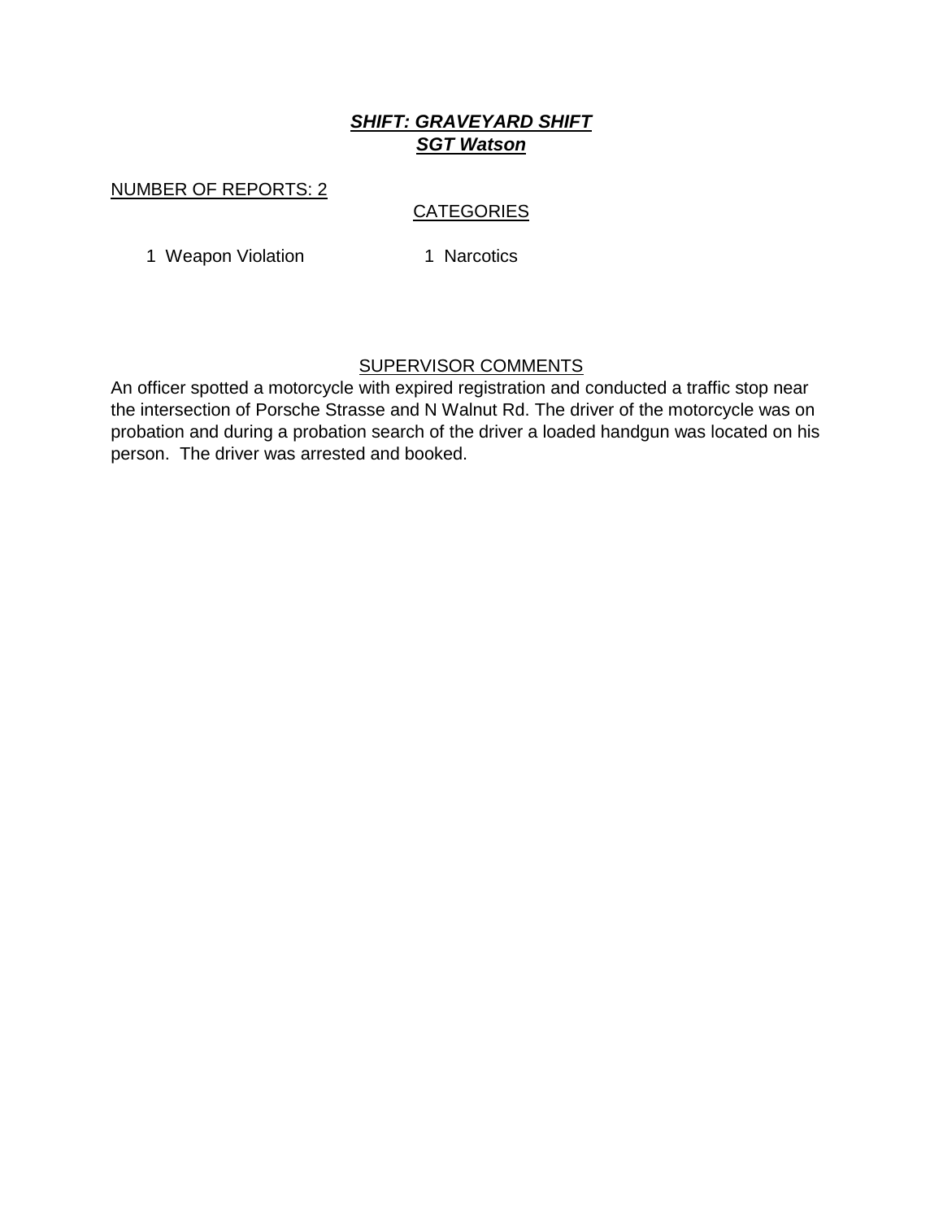***SHIFT: GRAVEYARD SHIFT***
***SGT Watson***

NUMBER OF REPORTS: 2

CATEGORIES

1 Weapon Violation

1 Narcotics

SUPERVISOR COMMENTS

An officer spotted a motorcycle with expired registration and conducted a traffic stop near the intersection of Porsche Strasse and N Walnut Rd. The driver of the motorcycle was on probation and during a probation search of the driver a loaded handgun was located on his person. The driver was arrested and booked.